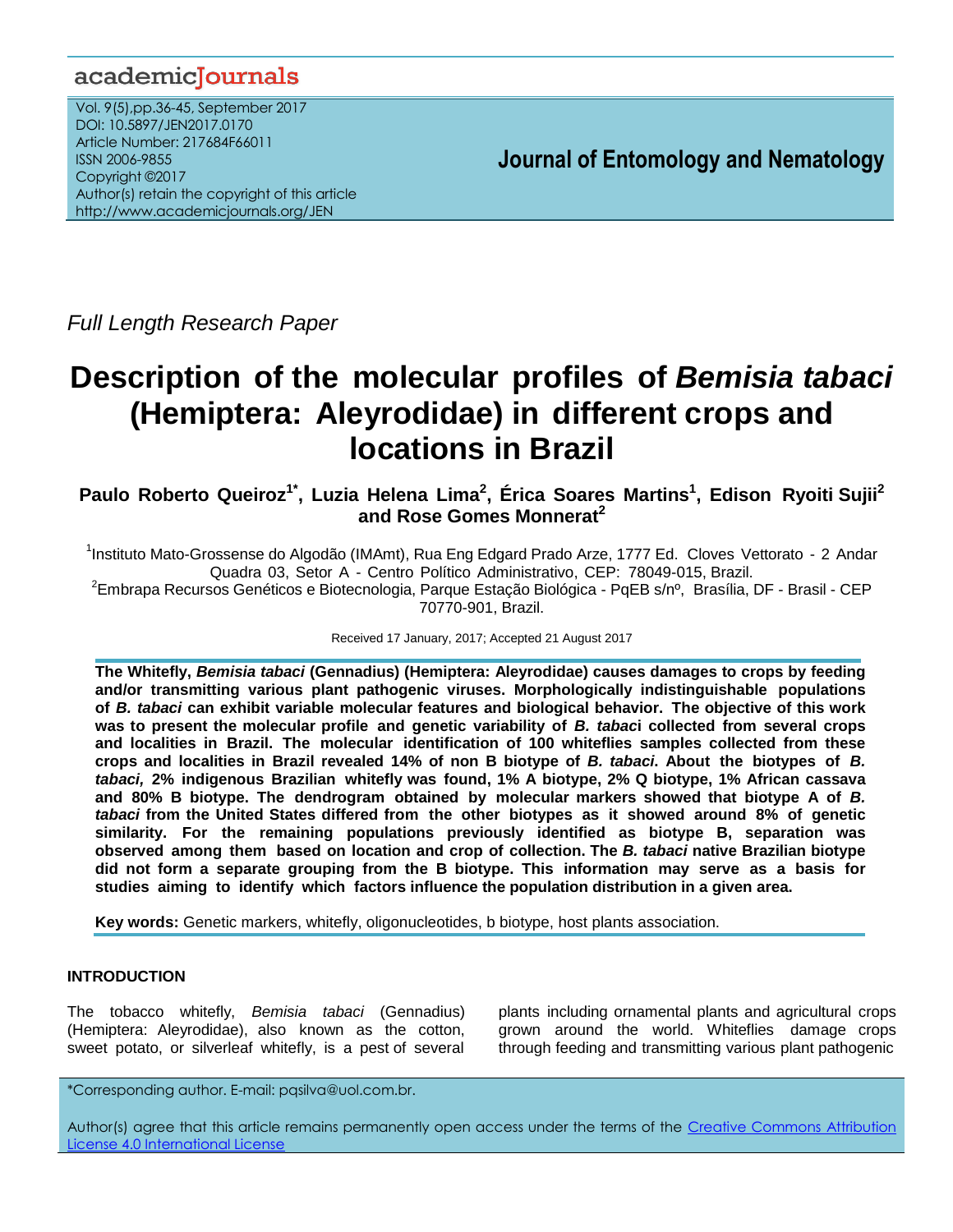Full Length Research Paper

# Description of the molecular profiles of *Bemisia tabaci* (Hemiptera: Aleyrodidae) in different crops and locations in Brazil

**Paulo Roberto Queiroz[1*], Luzia Helena Lima[2], Érica Soares Martins[1], Edison Ryoiti Sujii[2] and Rose Gomes Monnerat[2]**

[1]Instituto Mato-Grossense do Algodão (IMAmt), Rua Eng Edgard Prado Arze, 1777 Ed. Cloves Vettorato - 2 Andar Quadra 03, Setor A - Centro Político Administrativo, CEP: 78049-015, Brazil.

[2]Embrapa Recursos Genéticos e Biotecnologia, Parque Estação Biológica - PqEB s/nº, Brasília, DF - Brasil - CEP 70770-901, Brazil.

Received 17 January, 2017; Accepted 21 August 2017

**The Whitefly, *Bemisia tabaci* (Gennadius) (Hemiptera: Aleyrodidae) causes damages to crops by feeding and/or transmitting various plant pathogenic viruses. Morphologically indistinguishable populations of *B. tabaci* can exhibit variable molecular features and biological behavior. The objective of this work was to present the molecular profile and genetic variability of *B. tabac*i collected from several crops and localities in Brazil. The molecular identification of 100 whiteflies samples collected from these crops and localities in Brazil revealed 14% of non B biotype of *B. tabaci*. About the biotypes of *B. tabaci,* 2% indigenous Brazilian whitefly was found, 1% A biotype, 2% Q biotype, 1% African cassava and 80% B biotype. The dendrogram obtained by molecular markers showed that biotype A of *B. tabaci* from the United States differed from the other biotypes as it showed around 8% of genetic similarity. For the remaining populations previously identified as biotype B, separation was observed among them based on location and crop of collection. The *B. tabaci* native Brazilian biotype did not form a separate grouping from the B biotype. This information may serve as a basis for studies aiming to identify which factors influence the population distribution in a given area.**

**Key words:** Genetic markers, whitefly, oligonucleotides, b biotype, host plants association.

## INTRODUCTION

The tobacco whitefly, *Bemisia tabaci* (Gennadius) (Hemiptera: Aleyrodidae), also known as the cotton, sweet potato, or silverleaf whitefly, is a pest of several plants including ornamental plants and agricultural crops grown around the world. Whiteflies damage crops through feeding and transmitting various plant pathogenic

*Corresponding author. E-mail: pqsilva@uol.com.br.

Author(s) agree that this article remains permanently open access under the terms of the Creative Commons Attribution License 4.0 International License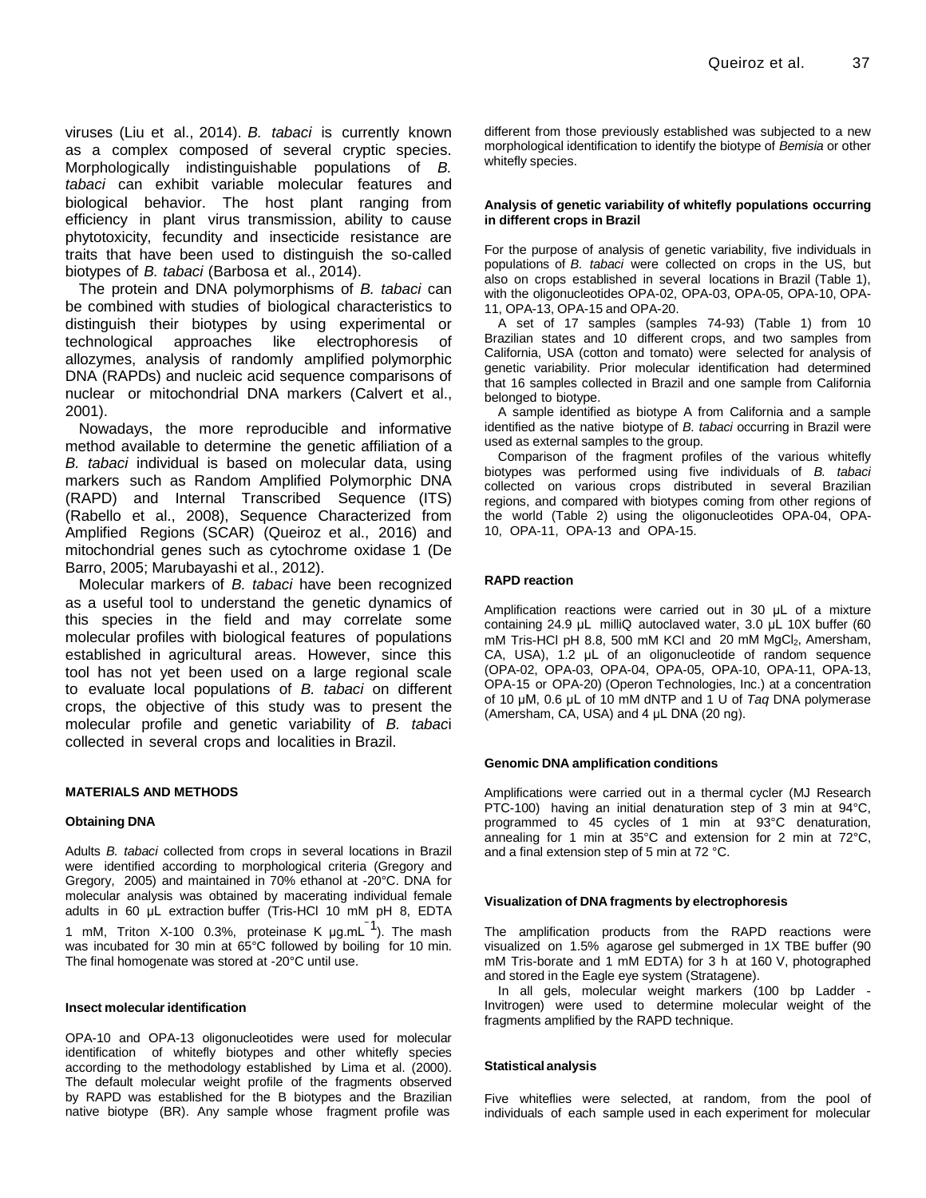viruses (Liu et al., 2014). *B. tabaci* is currently known as a complex composed of several cryptic species. Morphologically indistinguishable populations of *B. tabaci* can exhibit variable molecular features and biological behavior. The host plant ranging from efficiency in plant virus transmission, ability to cause phytotoxicity, fecundity and insecticide resistance are traits that have been used to distinguish the so-called biotypes of *B. tabaci* (Barbosa et al., 2014).

The protein and DNA polymorphisms of *B. tabaci* can be combined with studies of biological characteristics to distinguish their biotypes by using experimental or technological approaches like electrophoresis of allozymes, analysis of randomly amplified polymorphic DNA (RAPDs) and nucleic acid sequence comparisons of nuclear or mitochondrial DNA markers (Calvert et al., 2001).

Nowadays, the more reproducible and informative method available to determine the genetic affiliation of a *B. tabaci* individual is based on molecular data, using markers such as Random Amplified Polymorphic DNA (RAPD) and Internal Transcribed Sequence (ITS) (Rabello et al., 2008), Sequence Characterized from Amplified Regions (SCAR) (Queiroz et al., 2016) and mitochondrial genes such as cytochrome oxidase 1 (De Barro, 2005; Marubayashi et al., 2012).

Molecular markers of *B. tabaci* have been recognized as a useful tool to understand the genetic dynamics of this species in the field and may correlate some molecular profiles with biological features of populations established in agricultural areas. However, since this tool has not yet been used on a large regional scale to evaluate local populations of *B. tabaci* on different crops, the objective of this study was to present the molecular profile and genetic variability of *B. tabaci* collected in several crops and localities in Brazil.

## MATERIALS AND METHODS

### Obtaining DNA

Adults *B. tabaci* collected from crops in several locations in Brazil were identified according to morphological criteria (Gregory and Gregory, 2005) and maintained in 70% ethanol at -20°C. DNA for molecular analysis was obtained by macerating individual female adults in 60 µL extraction buffer (Tris-HCl 10 mM pH 8, EDTA 1 mM, Triton X-100 0.3%, proteinase K µg.mL$^{-1}$). The mash was incubated for 30 min at 65°C followed by boiling for 10 min. The final homogenate was stored at -20°C until use.

### Insect molecular identification

OPA-10 and OPA-13 oligonucleotides were used for molecular identification of whitefly biotypes and other whitefly species according to the methodology established by Lima et al. (2000). The default molecular weight profile of the fragments observed by RAPD was established for the B biotypes and the Brazilian native biotype (BR). Any sample whose fragment profile was different from those previously established was subjected to a new morphological identification to identify the biotype of *Bemisia* or other whitefly species.

### Analysis of genetic variability of whitefly populations occurring in different crops in Brazil

For the purpose of analysis of genetic variability, five individuals in populations of *B. tabaci* were collected on crops in the US, but also on crops established in several locations in Brazil (Table 1), with the oligonucleotides OPA-02, OPA-03, OPA-05, OPA-10, OPA-11, OPA-13, OPA-15 and OPA-20.

A set of 17 samples (samples 74-93) (Table 1) from 10 Brazilian states and 10 different crops, and two samples from California, USA (cotton and tomato) were selected for analysis of genetic variability. Prior molecular identification had determined that 16 samples collected in Brazil and one sample from California belonged to biotype.

A sample identified as biotype A from California and a sample identified as the native biotype of *B. tabaci* occurring in Brazil were used as external samples to the group.

Comparison of the fragment profiles of the various whitefly biotypes was performed using five individuals of *B. tabaci* collected on various crops distributed in several Brazilian regions, and compared with biotypes coming from other regions of the world (Table 2) using the oligonucleotides OPA-04, OPA-10, OPA-11, OPA-13 and OPA-15.

### RAPD reaction

Amplification reactions were carried out in 30 µL of a mixture containing 24.9 µL milliQ autoclaved water, 3.0 µL 10X buffer (60 mM Tris-HCl pH 8.8, 500 mM KCl and 20 mM $MgCl_2$, Amersham, CA, USA), 1.2 µL of an oligonucleotide of random sequence (OPA-02, OPA-03, OPA-04, OPA-05, OPA-10, OPA-11, OPA-13, OPA-15 or OPA-20) (Operon Technologies, Inc.) at a concentration of 10 µM, 0.6 µL of 10 mM dNTP and 1 U of *Taq* DNA polymerase (Amersham, CA, USA) and 4 µL DNA (20 ng).

### Genomic DNA amplification conditions

Amplifications were carried out in a thermal cycler (MJ Research PTC-100) having an initial denaturation step of 3 min at 94°C, programmed to 45 cycles of 1 min at 93°C denaturation, annealing for 1 min at 35°C and extension for 2 min at 72°C, and a final extension step of 5 min at 72 °C.

### Visualization of DNA fragments by electrophoresis

The amplification products from the RAPD reactions were visualized on 1.5% agarose gel submerged in 1X TBE buffer (90 mM Tris-borate and 1 mM EDTA) for 3 h at 160 V, photographed and stored in the Eagle eye system (Stratagene).

In all gels, molecular weight markers (100 bp Ladder - Invitrogen) were used to determine molecular weight of the fragments amplified by the RAPD technique.

### Statistical analysis

Five whiteflies were selected, at random, from the pool of individuals of each sample used in each experiment for molecular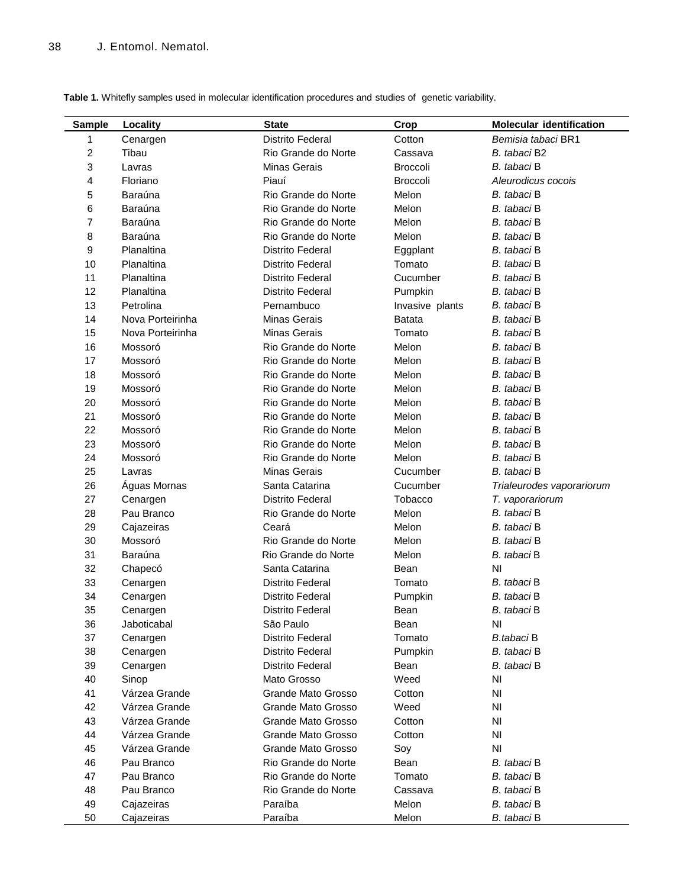**Table 1.** Whitefly samples used in molecular identification procedures and studies of genetic variability.

| Sample | Locality | State | Crop | Molecular identification |
|---|---|---|---|---|
| 1 | Cenargen | Distrito Federal | Cotton | *Bemisia tabaci* BR1 |
| 2 | Tibau | Rio Grande do Norte | Cassava | *B. tabaci* B2 |
| 3 | Lavras | Minas Gerais | Broccoli | *B. tabaci* B |
| 4 | Floriano | Piauí | Broccoli | *Aleurodicus cocois* |
| 5 | Baraúna | Rio Grande do Norte | Melon | *B. tabaci* B |
| 6 | Baraúna | Rio Grande do Norte | Melon | *B. tabaci* B |
| 7 | Baraúna | Rio Grande do Norte | Melon | *B. tabaci* B |
| 8 | Baraúna | Rio Grande do Norte | Melon | *B. tabaci* B |
| 9 | Planaltina | Distrito Federal | Eggplant | *B. tabaci* B |
| 10 | Planaltina | Distrito Federal | Tomato | *B. tabaci* B |
| 11 | Planaltina | Distrito Federal | Cucumber | *B. tabaci* B |
| 12 | Planaltina | Distrito Federal | Pumpkin | *B. tabaci* B |
| 13 | Petrolina | Pernambuco | Invasive plants | *B. tabaci* B |
| 14 | Nova Porteirinha | Minas Gerais | Batata | *B. tabaci* B |
| 15 | Nova Porteirinha | Minas Gerais | Tomato | *B. tabaci* B |
| 16 | Mossoró | Rio Grande do Norte | Melon | *B. tabaci* B |
| 17 | Mossoró | Rio Grande do Norte | Melon | *B. tabaci* B |
| 18 | Mossoró | Rio Grande do Norte | Melon | *B. tabaci* B |
| 19 | Mossoró | Rio Grande do Norte | Melon | *B. tabaci* B |
| 20 | Mossoró | Rio Grande do Norte | Melon | *B. tabaci* B |
| 21 | Mossoró | Rio Grande do Norte | Melon | *B. tabaci* B |
| 22 | Mossoró | Rio Grande do Norte | Melon | *B. tabaci* B |
| 23 | Mossoró | Rio Grande do Norte | Melon | *B. tabaci* B |
| 24 | Mossoró | Rio Grande do Norte | Melon | *B. tabaci* B |
| 25 | Lavras | Minas Gerais | Cucumber | *B. tabaci* B |
| 26 | Águas Mornas | Santa Catarina | Cucumber | *Trialeurodes vaporariorum* |
| 27 | Cenargen | Distrito Federal | Tobacco | *T. vaporariorum* |
| 28 | Pau Branco | Rio Grande do Norte | Melon | *B. tabaci* B |
| 29 | Cajazeiras | Ceará | Melon | *B. tabaci* B |
| 30 | Mossoró | Rio Grande do Norte | Melon | *B. tabaci* B |
| 31 | Baraúna | Rio Grande do Norte | Melon | *B. tabaci* B |
| 32 | Chapecó | Santa Catarina | Bean | NI |
| 33 | Cenargen | Distrito Federal | Tomato | *B. tabaci* B |
| 34 | Cenargen | Distrito Federal | Pumpkin | *B. tabaci* B |
| 35 | Cenargen | Distrito Federal | Bean | *B. tabaci* B |
| 36 | Jaboticabal | São Paulo | Bean | NI |
| 37 | Cenargen | Distrito Federal | Tomato | *B.tabaci* B |
| 38 | Cenargen | Distrito Federal | Pumpkin | *B. tabaci* B |
| 39 | Cenargen | Distrito Federal | Bean | *B. tabaci* B |
| 40 | Sinop | Mato Grosso | Weed | NI |
| 41 | Várzea Grande | Grande Mato Grosso | Cotton | NI |
| 42 | Várzea Grande | Grande Mato Grosso | Weed | NI |
| 43 | Várzea Grande | Grande Mato Grosso | Cotton | NI |
| 44 | Várzea Grande | Grande Mato Grosso | Cotton | NI |
| 45 | Várzea Grande | Grande Mato Grosso | Soy | NI |
| 46 | Pau Branco | Rio Grande do Norte | Bean | *B. tabaci* B |
| 47 | Pau Branco | Rio Grande do Norte | Tomato | *B. tabaci* B |
| 48 | Pau Branco | Rio Grande do Norte | Cassava | *B. tabaci* B |
| 49 | Cajazeiras | Paraíba | Melon | *B. tabaci* B |
| 50 | Cajazeiras | Paraíba | Melon | *B. tabaci* B |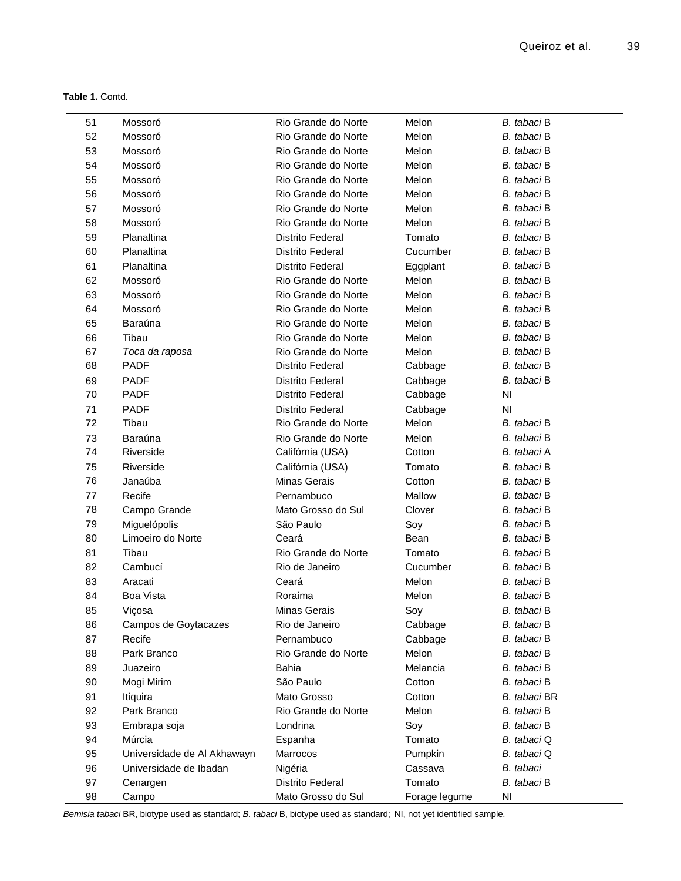**Table 1.** Contd.

| | | | | |
|---|---|---|---|---|
| 51 | Mossoró | Rio Grande do Norte | Melon | *B. tabaci* B |
| 52 | Mossoró | Rio Grande do Norte | Melon | *B. tabaci* B |
| 53 | Mossoró | Rio Grande do Norte | Melon | *B. tabaci* B |
| 54 | Mossoró | Rio Grande do Norte | Melon | *B. tabaci* B |
| 55 | Mossoró | Rio Grande do Norte | Melon | *B. tabaci* B |
| 56 | Mossoró | Rio Grande do Norte | Melon | *B. tabaci* B |
| 57 | Mossoró | Rio Grande do Norte | Melon | *B. tabaci* B |
| 58 | Mossoró | Rio Grande do Norte | Melon | *B. tabaci* B |
| 59 | Planaltina | Distrito Federal | Tomato | *B. tabaci* B |
| 60 | Planaltina | Distrito Federal | Cucumber | *B. tabaci* B |
| 61 | Planaltina | Distrito Federal | Eggplant | *B. tabaci* B |
| 62 | Mossoró | Rio Grande do Norte | Melon | *B. tabaci* B |
| 63 | Mossoró | Rio Grande do Norte | Melon | *B. tabaci* B |
| 64 | Mossoró | Rio Grande do Norte | Melon | *B. tabaci* B |
| 65 | Baraúna | Rio Grande do Norte | Melon | *B. tabaci* B |
| 66 | Tibau | Rio Grande do Norte | Melon | *B. tabaci* B |
| 67 | *Toca da raposa* | Rio Grande do Norte | Melon | *B. tabaci* B |
| 68 | PADF | Distrito Federal | Cabbage | *B. tabaci* B |
| 69 | PADF | Distrito Federal | Cabbage | *B. tabaci* B |
| 70 | PADF | Distrito Federal | Cabbage | NI |
| 71 | PADF | Distrito Federal | Cabbage | NI |
| 72 | Tibau | Rio Grande do Norte | Melon | *B. tabaci* B |
| 73 | Baraúna | Rio Grande do Norte | Melon | *B. tabaci* B |
| 74 | Riverside | Califórnia (USA) | Cotton | *B. tabaci* A |
| 75 | Riverside | Califórnia (USA) | Tomato | *B. tabaci* B |
| 76 | Janaúba | Minas Gerais | Cotton | *B. tabaci* B |
| 77 | Recife | Pernambuco | Mallow | *B. tabaci* B |
| 78 | Campo Grande | Mato Grosso do Sul | Clover | *B. tabaci* B |
| 79 | Miguelópolis | São Paulo | Soy | *B. tabaci* B |
| 80 | Limoeiro do Norte | Ceará | Bean | *B. tabaci* B |
| 81 | Tibau | Rio Grande do Norte | Tomato | *B. tabaci* B |
| 82 | Cambucí | Rio de Janeiro | Cucumber | *B. tabaci* B |
| 83 | Aracati | Ceará | Melon | *B. tabaci* B |
| 84 | Boa Vista | Roraima | Melon | *B. tabaci* B |
| 85 | Viçosa | Minas Gerais | Soy | *B. tabaci* B |
| 86 | Campos de Goytacazes | Rio de Janeiro | Cabbage | *B. tabaci* B |
| 87 | Recife | Pernambuco | Cabbage | *B. tabaci* B |
| 88 | Park Branco | Rio Grande do Norte | Melon | *B. tabaci* B |
| 89 | Juazeiro | Bahia | Melancia | *B. tabaci* B |
| 90 | Mogi Mirim | São Paulo | Cotton | *B. tabaci* B |
| 91 | Itiquira | Mato Grosso | Cotton | *B. tabaci* BR |
| 92 | Park Branco | Rio Grande do Norte | Melon | *B. tabaci* B |
| 93 | Embrapa soja | Londrina | Soy | *B. tabaci* B |
| 94 | Múrcia | Espanha | Tomato | *B. tabaci* Q |
| 95 | Universidade de Al Akhawayn | Marrocos | Pumpkin | *B. tabaci* Q |
| 96 | Universidade de Ibadan | Nigéria | Cassava | *B. tabaci* |
| 97 | Cenargen | Distrito Federal | Tomato | *B. tabaci* B |
| 98 | Campo | Mato Grosso do Sul | Forage legume | NI |

*Bemisia tabaci* BR, biotype used as standard; *B. tabaci* B, biotype used as standard; NI, not yet identified sample.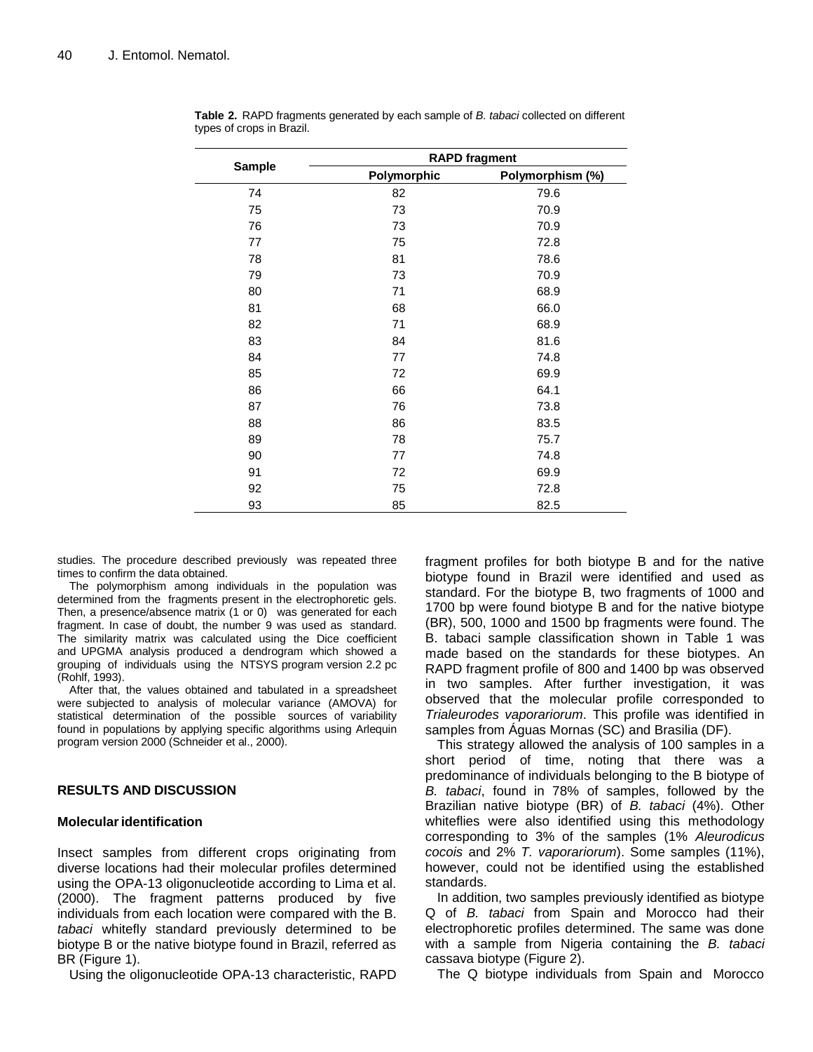**Table 2.** RAPD fragments generated by each sample of *B. tabaci* collected on different types of crops in Brazil.

| Sample | RAPD fragment | |
|---|---|---|
| | Polymorphic | Polymorphism (%) |
| 74 | 82 | 79.6 |
| 75 | 73 | 70.9 |
| 76 | 73 | 70.9 |
| 77 | 75 | 72.8 |
| 78 | 81 | 78.6 |
| 79 | 73 | 70.9 |
| 80 | 71 | 68.9 |
| 81 | 68 | 66.0 |
| 82 | 71 | 68.9 |
| 83 | 84 | 81.6 |
| 84 | 77 | 74.8 |
| 85 | 72 | 69.9 |
| 86 | 66 | 64.1 |
| 87 | 76 | 73.8 |
| 88 | 86 | 83.5 |
| 89 | 78 | 75.7 |
| 90 | 77 | 74.8 |
| 91 | 72 | 69.9 |
| 92 | 75 | 72.8 |
| 93 | 85 | 82.5 |

studies. The procedure described previously was repeated three times to confirm the data obtained.

The polymorphism among individuals in the population was determined from the fragments present in the electrophoretic gels. Then, a presence/absence matrix (1 or 0) was generated for each fragment. In case of doubt, the number 9 was used as standard. The similarity matrix was calculated using the Dice coefficient and UPGMA analysis produced a dendrogram which showed a grouping of individuals using the NTSYS program version 2.2 pc (Rohlf, 1993).

After that, the values obtained and tabulated in a spreadsheet were subjected to analysis of molecular variance (AMOVA) for statistical determination of the possible sources of variability found in populations by applying specific algorithms using Arlequin program version 2000 (Schneider et al., 2000).

## RESULTS AND DISCUSSION

### Molecular identification

Insect samples from different crops originating from diverse locations had their molecular profiles determined using the OPA-13 oligonucleotide according to Lima et al. (2000). The fragment patterns produced by five individuals from each location were compared with the B. *tabaci* whitefly standard previously determined to be biotype B or the native biotype found in Brazil, referred as BR (Figure 1).

Using the oligonucleotide OPA-13 characteristic, RAPD fragment profiles for both biotype B and for the native biotype found in Brazil were identified and used as standard. For the biotype B, two fragments of 1000 and 1700 bp were found biotype B and for the native biotype (BR), 500, 1000 and 1500 bp fragments were found. The B. tabaci sample classification shown in Table 1 was made based on the standards for these biotypes. An RAPD fragment profile of 800 and 1400 bp was observed in two samples. After further investigation, it was observed that the molecular profile corresponded to *Trialeurodes vaporariorum*. This profile was identified in samples from Águas Mornas (SC) and Brasilia (DF).

This strategy allowed the analysis of 100 samples in a short period of time, noting that there was a predominance of individuals belonging to the B biotype of *B. tabaci*, found in 78% of samples, followed by the Brazilian native biotype (BR) of *B. tabaci* (4%). Other whiteflies were also identified using this methodology corresponding to 3% of the samples (1% *Aleurodicus cocois* and 2% *T. vaporariorum*). Some samples (11%), however, could not be identified using the established standards.

In addition, two samples previously identified as biotype Q of *B. tabaci* from Spain and Morocco had their electrophoretic profiles determined. The same was done with a sample from Nigeria containing the *B. tabaci* cassava biotype (Figure 2).

The Q biotype individuals from Spain and Morocco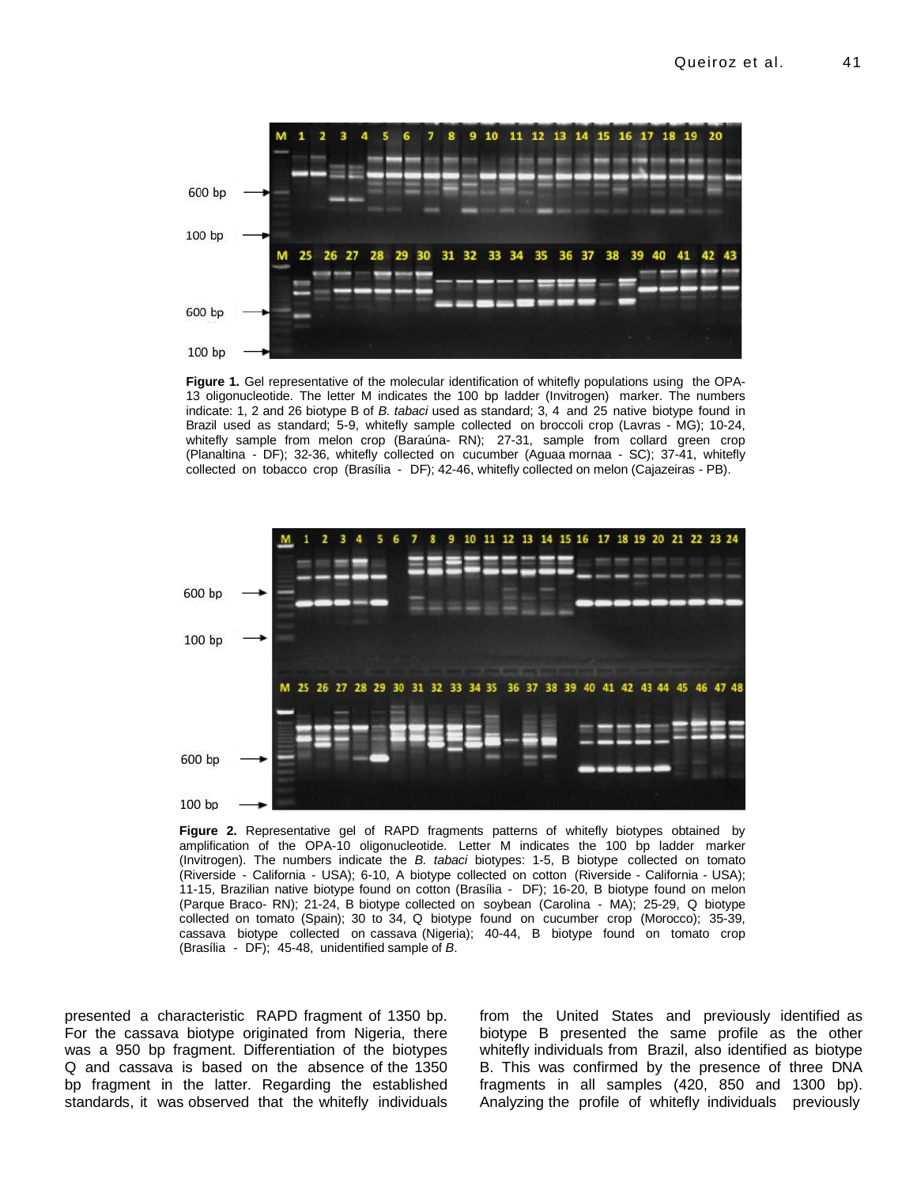**Figure 1.** Gel representative of the molecular identification of whitefly populations using the OPA-13 oligonucleotide. The letter M indicates the 100 bp ladder (Invitrogen) marker. The numbers indicate: 1, 2 and 26 biotype B of *B. tabaci* used as standard; 3, 4 and 25 native biotype found in Brazil used as standard; 5-9, whitefly sample collected on broccoli crop (Lavras - MG); 10-24, whitefly sample from melon crop (Baraúna- RN); 27-31, sample from collard green crop (Planaltina - DF); 32-36, whitefly collected on cucumber (Aguaa mornaa - SC); 37-41, whitefly collected on tobacco crop (Brasília - DF); 42-46, whitefly collected on melon (Cajazeiras - PB).

**Figure 2.** Representative gel of RAPD fragments patterns of whitefly biotypes obtained by amplification of the OPA-10 oligonucleotide. Letter M indicates the 100 bp ladder marker (Invitrogen). The numbers indicate the *B. tabaci* biotypes: 1-5, B biotype collected on tomato (Riverside - California - USA); 6-10, A biotype collected on cotton (Riverside - California - USA); 11-15, Brazilian native biotype found on cotton (Brasília - DF); 16-20, B biotype found on melon (Parque Braco- RN); 21-24, B biotype collected on soybean (Carolina - MA); 25-29, Q biotype collected on tomato (Spain); 30 to 34, Q biotype found on cucumber crop (Morocco); 35-39, cassava biotype collected on cassava (Nigeria); 40-44, B biotype found on tomato crop (Brasília - DF); 45-48, unidentified sample of *B*.

presented a characteristic RAPD fragment of 1350 bp. For the cassava biotype originated from Nigeria, there was a 950 bp fragment. Differentiation of the biotypes Q and cassava is based on the absence of the 1350 bp fragment in the latter. Regarding the established standards, it was observed that the whitefly individuals from the United States and previously identified as biotype B presented the same profile as the other whitefly individuals from Brazil, also identified as biotype B. This was confirmed by the presence of three DNA fragments in all samples (420, 850 and 1300 bp). Analyzing the profile of whitefly individuals previously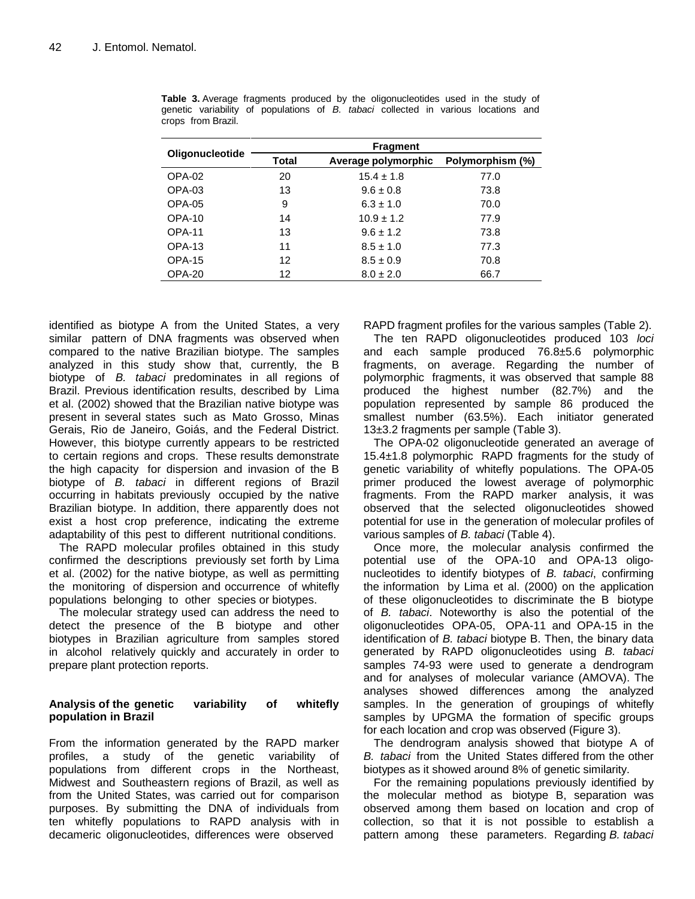**Table 3.** Average fragments produced by the oligonucleotides used in the study of genetic variability of populations of *B. tabaci* collected in various locations and crops from Brazil.

| Oligonucleotide | Fragment | | |
|---|---|---|---|
| | Total | Average polymorphic | Polymorphism (%) |
| OPA-02 | 20 | 15.4 ± 1.8 | 77.0 |
| OPA-03 | 13 | 9.6 ± 0.8 | 73.8 |
| OPA-05 | 9 | 6.3 ± 1.0 | 70.0 |
| OPA-10 | 14 | 10.9 ± 1.2 | 77.9 |
| OPA-11 | 13 | 9.6 ± 1.2 | 73.8 |
| OPA-13 | 11 | 8.5 ± 1.0 | 77.3 |
| OPA-15 | 12 | 8.5 ± 0.9 | 70.8 |
| OPA-20 | 12 | 8.0 ± 2.0 | 66.7 |

identified as biotype A from the United States, a very similar pattern of DNA fragments was observed when compared to the native Brazilian biotype. The samples analyzed in this study show that, currently, the B biotype of *B. tabaci* predominates in all regions of Brazil. Previous identification results, described by Lima et al. (2002) showed that the Brazilian native biotype was present in several states such as Mato Grosso, Minas Gerais, Rio de Janeiro, Goiás, and the Federal District. However, this biotype currently appears to be restricted to certain regions and crops. These results demonstrate the high capacity for dispersion and invasion of the B biotype of *B. tabaci* in different regions of Brazil occurring in habitats previously occupied by the native Brazilian biotype. In addition, there apparently does not exist a host crop preference, indicating the extreme adaptability of this pest to different nutritional conditions.

The RAPD molecular profiles obtained in this study confirmed the descriptions previously set forth by Lima et al. (2002) for the native biotype, as well as permitting the monitoring of dispersion and occurrence of whitefly populations belonging to other species or biotypes.

The molecular strategy used can address the need to detect the presence of the B biotype and other biotypes in Brazilian agriculture from samples stored in alcohol relatively quickly and accurately in order to prepare plant protection reports.

### Analysis of the genetic variability of whitefly population in Brazil

From the information generated by the RAPD marker profiles, a study of the genetic variability of populations from different crops in the Northeast, Midwest and Southeastern regions of Brazil, as well as from the United States, was carried out for comparison purposes. By submitting the DNA of individuals from ten whitefly populations to RAPD analysis with in decameric oligonucleotides, differences were observed RAPD fragment profiles for the various samples (Table 2).

The ten RAPD oligonucleotides produced 103 *loci* and each sample produced 76.8±5.6 polymorphic fragments, on average. Regarding the number of polymorphic fragments, it was observed that sample 88 produced the highest number (82.7%) and the population represented by sample 86 produced the smallest number (63.5%). Each initiator generated 13±3.2 fragments per sample (Table 3).

The OPA-02 oligonucleotide generated an average of 15.4±1.8 polymorphic RAPD fragments for the study of genetic variability of whitefly populations. The OPA-05 primer produced the lowest average of polymorphic fragments. From the RAPD marker analysis, it was observed that the selected oligonucleotides showed potential for use in the generation of molecular profiles of various samples of *B. tabaci* (Table 4).

Once more, the molecular analysis confirmed the potential use of the OPA-10 and OPA-13 oligonucleotides to identify biotypes of *B. tabaci*, confirming the information by Lima et al. (2000) on the application of these oligonucleotides to discriminate the B biotype of *B. tabaci*. Noteworthy is also the potential of the oligonucleotides OPA-05, OPA-11 and OPA-15 in the identification of *B. tabaci* biotype B. Then, the binary data generated by RAPD oligonucleotides using *B. tabaci* samples 74-93 were used to generate a dendrogram and for analyses of molecular variance (AMOVA). The analyses showed differences among the analyzed samples. In the generation of groupings of whitefly samples by UPGMA the formation of specific groups for each location and crop was observed (Figure 3).

The dendrogram analysis showed that biotype A of *B. tabaci* from the United States differed from the other biotypes as it showed around 8% of genetic similarity.

For the remaining populations previously identified by the molecular method as biotype B, separation was observed among them based on location and crop of collection, so that it is not possible to establish a pattern among these parameters. Regarding *B. tabaci*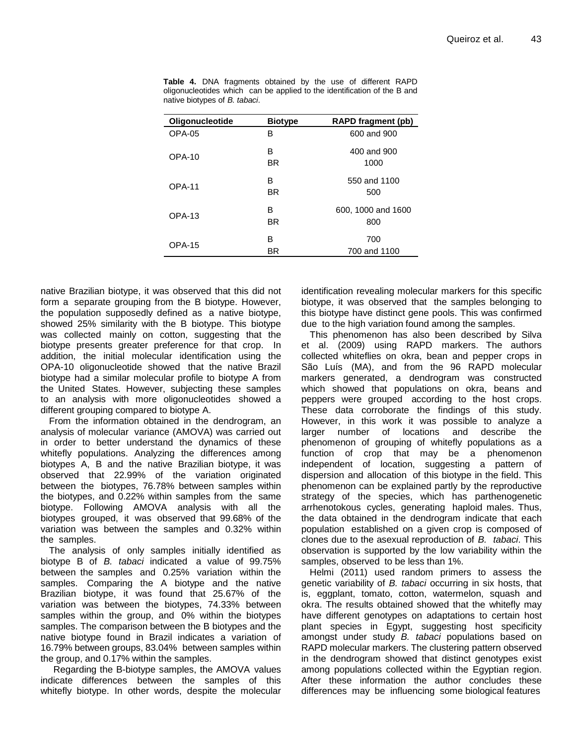**Table 4.** DNA fragments obtained by the use of different RAPD oligonucleotides which can be applied to the identification of the B and native biotypes of *B. tabaci*.

| Oligonucleotide | Biotype | RAPD fragment (pb) |
|---|---|---|
| OPA-05 | B | 600 and 900 |
| OPA-10 | B | 400 and 900 |
| | BR | 1000 |
| OPA-11 | B | 550 and 1100 |
| | BR | 500 |
| OPA-13 | B | 600, 1000 and 1600 |
| | BR | 800 |
| OPA-15 | B | 700 |
| | BR | 700 and 1100 |

native Brazilian biotype, it was observed that this did not form a separate grouping from the B biotype. However, the population supposedly defined as a native biotype, showed 25% similarity with the B biotype. This biotype was collected mainly on cotton, suggesting that the biotype presents greater preference for that crop. In addition, the initial molecular identification using the OPA-10 oligonucleotide showed that the native Brazil biotype had a similar molecular profile to biotype A from the United States. However, subjecting these samples to an analysis with more oligonucleotides showed a different grouping compared to biotype A.

From the information obtained in the dendrogram, an analysis of molecular variance (AMOVA) was carried out in order to better understand the dynamics of these whitefly populations. Analyzing the differences among biotypes A, B and the native Brazilian biotype, it was observed that 22.99% of the variation originated between the biotypes, 76.78% between samples within the biotypes, and 0.22% within samples from the same biotype. Following AMOVA analysis with all the biotypes grouped, it was observed that 99.68% of the variation was between the samples and 0.32% within the samples.

The analysis of only samples initially identified as biotype B of *B. tabaci* indicated a value of 99.75% between the samples and 0.25% variation within the samples. Comparing the A biotype and the native Brazilian biotype, it was found that 25.67% of the variation was between the biotypes, 74.33% between samples within the group, and 0% within the biotypes samples. The comparison between the B biotypes and the native biotype found in Brazil indicates a variation of 16.79% between groups, 83.04% between samples within the group, and 0.17% within the samples.

Regarding the B-biotype samples, the AMOVA values indicate differences between the samples of this whitefly biotype. In other words, despite the molecular identification revealing molecular markers for this specific biotype, it was observed that the samples belonging to this biotype have distinct gene pools. This was confirmed due to the high variation found among the samples.

This phenomenon has also been described by Silva et al. (2009) using RAPD markers. The authors collected whiteflies on okra, bean and pepper crops in São Luís (MA), and from the 96 RAPD molecular markers generated, a dendrogram was constructed which showed that populations on okra, beans and peppers were grouped according to the host crops. These data corroborate the findings of this study. However, in this work it was possible to analyze a larger number of locations and describe the phenomenon of grouping of whitefly populations as a function of crop that may be a phenomenon independent of location, suggesting a pattern of dispersion and allocation of this biotype in the field. This phenomenon can be explained partly by the reproductive strategy of the species, which has parthenogenetic arrhenotokous cycles, generating haploid males. Thus, the data obtained in the dendrogram indicate that each population established on a given crop is composed of clones due to the asexual reproduction of *B. tabaci*. This observation is supported by the low variability within the samples, observed to be less than 1%.

Helmi (2011) used random primers to assess the genetic variability of *B. tabaci* occurring in six hosts, that is, eggplant, tomato, cotton, watermelon, squash and okra. The results obtained showed that the whitefly may have different genotypes on adaptations to certain host plant species in Egypt, suggesting host specificity amongst under study *B. tabaci* populations based on RAPD molecular markers. The clustering pattern observed in the dendrogram showed that distinct genotypes exist among populations collected within the Egyptian region. After these information the author concludes these differences may be influencing some biological features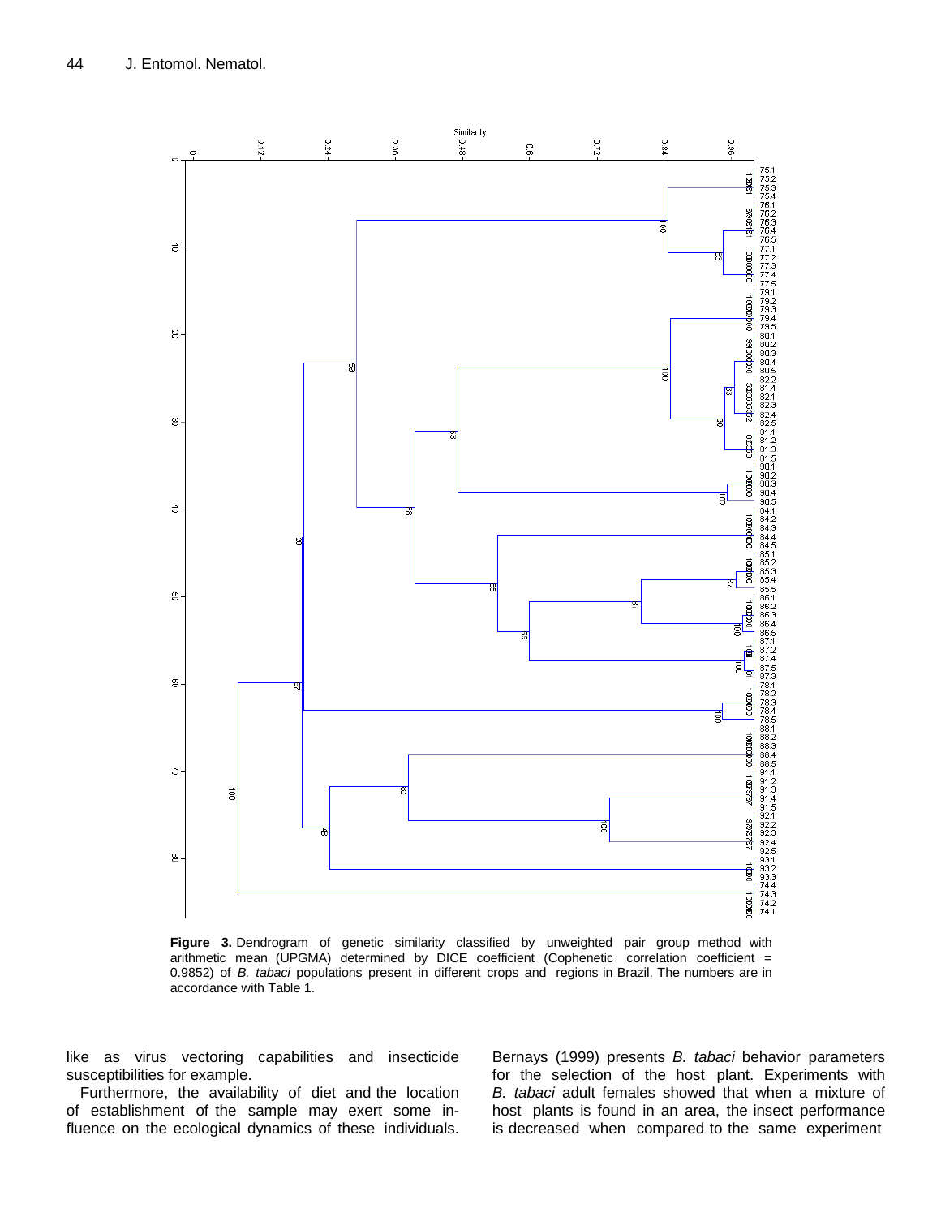**Figure 3.** Dendrogram of genetic similarity classified by unweighted pair group method with arithmetic mean (UPGMA) determined by DICE coefficient (Cophenetic correlation coefficient = 0.9852) of *B. tabaci* populations present in different crops and regions in Brazil. The numbers are in accordance with Table 1.

like as virus vectoring capabilities and insecticide susceptibilities for example.

Furthermore, the availability of diet and the location of establishment of the sample may exert some influence on the ecological dynamics of these individuals. Bernays (1999) presents *B. tabaci* behavior parameters for the selection of the host plant. Experiments with *B. tabaci* adult females showed that when a mixture of host plants is found in an area, the insect performance is decreased when compared to the same experiment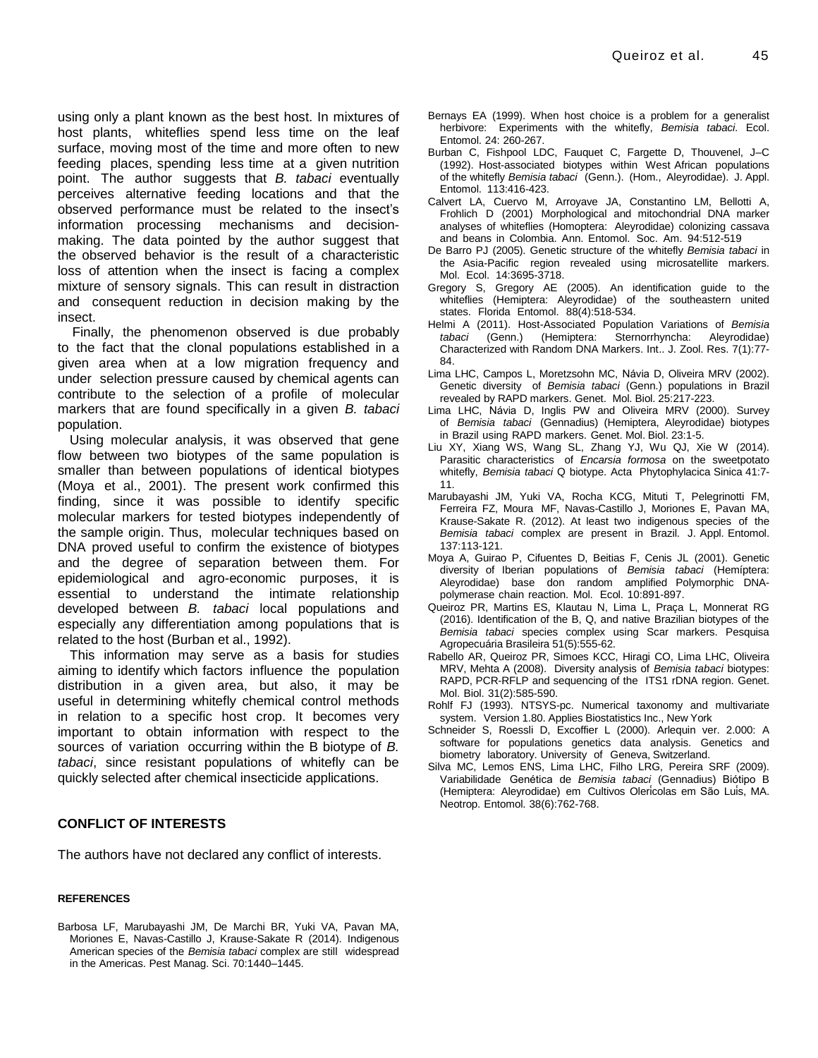using only a plant known as the best host. In mixtures of host plants, whiteflies spend less time on the leaf surface, moving most of the time and more often to new feeding places, spending less time at a given nutrition point. The author suggests that *B. tabaci* eventually perceives alternative feeding locations and that the observed performance must be related to the insect's information processing mechanisms and decision-making. The data pointed by the author suggest that the observed behavior is the result of a characteristic loss of attention when the insect is facing a complex mixture of sensory signals. This can result in distraction and consequent reduction in decision making by the insect.

Finally, the phenomenon observed is due probably to the fact that the clonal populations established in a given area when at a low migration frequency and under selection pressure caused by chemical agents can contribute to the selection of a profile of molecular markers that are found specifically in a given *B. tabaci* population.

Using molecular analysis, it was observed that gene flow between two biotypes of the same population is smaller than between populations of identical biotypes (Moya et al., 2001). The present work confirmed this finding, since it was possible to identify specific molecular markers for tested biotypes independently of the sample origin. Thus, molecular techniques based on DNA proved useful to confirm the existence of biotypes and the degree of separation between them. For epidemiological and agro-economic purposes, it is essential to understand the intimate relationship developed between *B. tabaci* local populations and especially any differentiation among populations that is related to the host (Burban et al., 1992).

This information may serve as a basis for studies aiming to identify which factors influence the population distribution in a given area, but also, it may be useful in determining whitefly chemical control methods in relation to a specific host crop. It becomes very important to obtain information with respect to the sources of variation occurring within the B biotype of *B. tabaci*, since resistant populations of whitefly can be quickly selected after chemical insecticide applications.

## CONFLICT OF INTERESTS

The authors have not declared any conflict of interests.

## REFERENCES

Barbosa LF, Marubayashi JM, De Marchi BR, Yuki VA, Pavan MA, Moriones E, Navas-Castillo J, Krause-Sakate R (2014). Indigenous American species of the *Bemisia tabaci* complex are still widespread in the Americas. Pest Manag. Sci. 70:1440–1445.

Bernays EA (1999). When host choice is a problem for a generalist herbivore: Experiments with the whitefly, *Bemisia tabaci*. Ecol. Entomol. 24: 260-267.

Burban C, Fishpool LDC, Fauquet C, Fargette D, Thouvenel, J–C (1992). Host-associated biotypes within West African populations of the whitefly *Bemisia tabaci* (Genn.). (Hom., Aleyrodidae). J. Appl. Entomol. 113:416-423.

Calvert LA, Cuervo M, Arroyave JA, Constantino LM, Bellotti A, Frohlich D (2001) Morphological and mitochondrial DNA marker analyses of whiteflies (Homoptera: Aleyrodidae) colonizing cassava and beans in Colombia. Ann. Entomol. Soc. Am. 94:512-519

De Barro PJ (2005). Genetic structure of the whitefly *Bemisia tabaci* in the Asia-Pacific region revealed using microsatellite markers. Mol. Ecol. 14:3695-3718.

Gregory S, Gregory AE (2005). An identification guide to the whiteflies (Hemiptera: Aleyrodidae) of the southeastern united states. Florida Entomol. 88(4):518-534.

Helmi A (2011). Host-Associated Population Variations of *Bemisia tabaci* (Genn.) (Hemiptera: Sternorrhyncha: Aleyrodidae) Characterized with Random DNA Markers. Int.. J. Zool. Res. 7(1):77-84.

Lima LHC, Campos L, Moretzsohn MC, Návia D, Oliveira MRV (2002). Genetic diversity of *Bemisia tabaci* (Genn.) populations in Brazil revealed by RAPD markers. Genet. Mol. Biol. 25:217-223.

Lima LHC, Návia D, Inglis PW and Oliveira MRV (2000). Survey of *Bemisia tabaci* (Gennadius) (Hemiptera, Aleyrodidae) biotypes in Brazil using RAPD markers. Genet. Mol. Biol. 23:1-5.

Liu XY, Xiang WS, Wang SL, Zhang YJ, Wu QJ, Xie W (2014). Parasitic characteristics of *Encarsia formosa* on the sweetpotato whitefly, *Bemisia tabaci* Q biotype. Acta Phytophylacica Sinica 41:7-11.

Marubayashi JM, Yuki VA, Rocha KCG, Mituti T, Pelegrinotti FM, Ferreira FZ, Moura MF, Navas-Castillo J, Moriones E, Pavan MA, Krause-Sakate R. (2012). At least two indigenous species of the *Bemisia tabaci* complex are present in Brazil. J. Appl. Entomol. 137:113-121.

Moya A, Guirao P, Cifuentes D, Beitias F, Cenis JL (2001). Genetic diversity of Iberian populations of *Bemisia tabaci* (Hemíptera: Aleyrodidae) base don random amplified Polymorphic DNA-polymerase chain reaction. Mol. Ecol. 10:891-897.

Queiroz PR, Martins ES, Klautau N, Lima L, Praça L, Monnerat RG (2016). Identification of the B, Q, and native Brazilian biotypes of the *Bemisia tabaci* species complex using Scar markers. Pesquisa Agropecuária Brasileira 51(5):555-62.

Rabello AR, Queiroz PR, Simoes KCC, Hiragi CO, Lima LHC, Oliveira MRV, Mehta A (2008). Diversity analysis of *Bemisia tabaci* biotypes: RAPD, PCR-RFLP and sequencing of the ITS1 rDNA region. Genet. Mol. Biol. 31(2):585-590.

Rohlf FJ (1993). NTSYS-pc. Numerical taxonomy and multivariate system. Version 1.80. Applies Biostatistics Inc., New York

Schneider S, Roessli D, Excoffier L (2000). Arlequin ver. 2.000: A software for populations genetics data analysis. Genetics and biometry laboratory. University of Geneva, Switzerland.

Silva MC, Lemos ENS, Lima LHC, Filho LRG, Pereira SRF (2009). Variabilidade Genética de *Bemisia tabaci* (Gennadius) Biótipo B (Hemiptera: Aleyrodidae) em Cultivos Olerícolas em São Luís, MA. Neotrop. Entomol. 38(6):762-768.